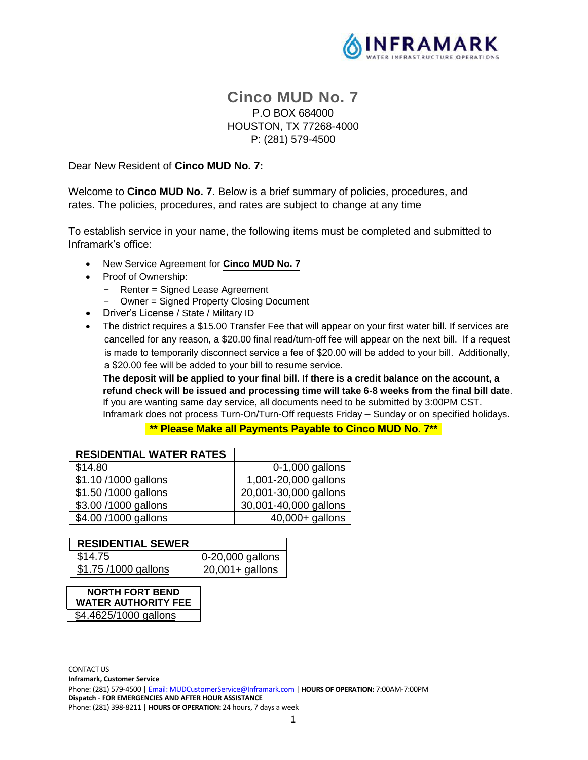INFRAMARK
WATER INFRASTRUCTURE OPERATIONS

# Cinco MUD No. 7

P.O BOX 684000
HOUSTON, TX 77268-4000
P: (281) 579-4500

Dear New Resident of **Cinco MUD No. 7:**

Welcome to **Cinco MUD No. 7**. Below is a brief summary of policies, procedures, and rates. The policies, procedures, and rates are subject to change at any time

To establish service in your name, the following items must be completed and submitted to Inframark's office:

- New Service Agreement for **Cinco MUD No. 7**
- Proof of Ownership:
  - Renter = Signed Lease Agreement
  - Owner = Signed Property Closing Document
- Driver's License / State / Military ID
- The district requires a $15.00 Transfer Fee that will appear on your first water bill. If services are cancelled for any reason, a $20.00 final read/turn-off fee will appear on the next bill. If a request is made to temporarily disconnect service a fee of $20.00 will be added to your bill. Additionally, a $20.00 fee will be added to your bill to resume service.

  **The deposit will be applied to your final bill. If there is a credit balance on the account, a refund check will be issued and processing time will take 6-8 weeks from the final bill date**. If you are wanting same day service, all documents need to be submitted by 3:00PM CST. Inframark does not process Turn-On/Turn-Off requests Friday – Sunday or on specified holidays.

**\*\* Please Make all Payments Payable to Cinco MUD No. 7\*\***

| RESIDENTIAL WATER RATES | |
|---|---|
| $14.80 | 0-1,000 gallons |
| $1.10 /1000 gallons | 1,001-20,000 gallons |
| $1.50 /1000 gallons | 20,001-30,000 gallons |
| $3.00 /1000 gallons | 30,001-40,000 gallons |
| $4.00 /1000 gallons | 40,000+ gallons |

| RESIDENTIAL SEWER | |
|---|---|
| $14.75 | 0-20,000 gallons |
| $1.75 /1000 gallons | 20,001+ gallons |

| NORTH FORT BEND WATER AUTHORITY FEE |
|---|
| $4.4625/1000 gallons |

CONTACT US
**Inframark, Customer Service**
Phone: (281) 579-4500 | Email: MUDCustomerService@Inframark.com | **HOURS OF OPERATION:** 7:00AM-7:00PM
**Dispatch - FOR EMERGENCIES AND AFTER HOUR ASSISTANCE**
Phone: (281) 398-8211 | **HOURS OF OPERATION:** 24 hours, 7 days a week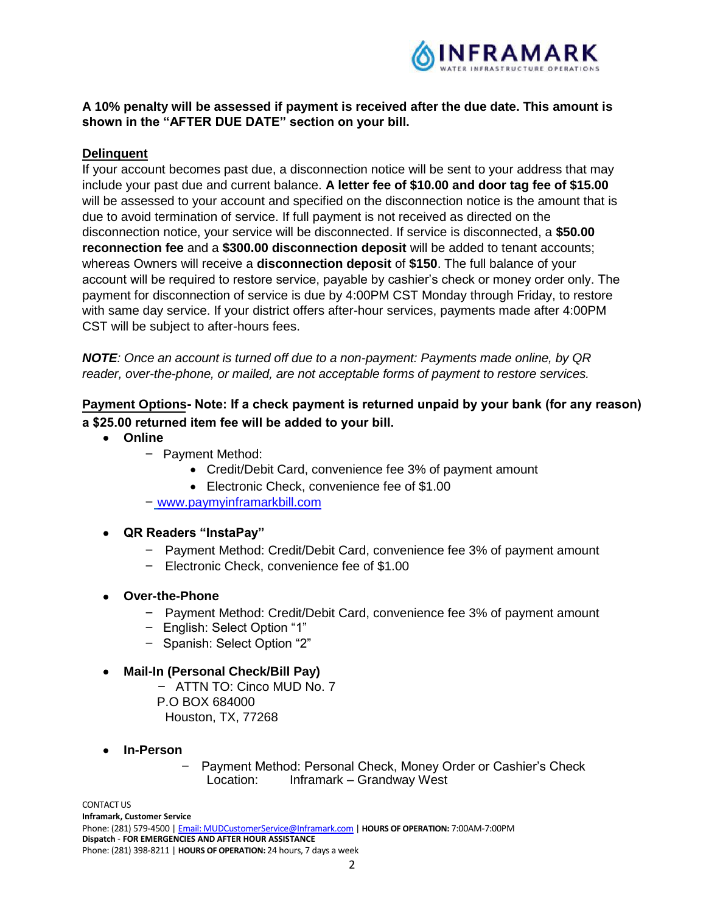**A 10% penalty will be assessed if payment is received after the due date. This amount is shown in the "AFTER DUE DATE" section on your bill.**

## Delinquent

If your account becomes past due, a disconnection notice will be sent to your address that may include your past due and current balance. **A letter fee of $10.00 and door tag fee of $15.00** will be assessed to your account and specified on the disconnection notice is the amount that is due to avoid termination of service. If full payment is not received as directed on the disconnection notice, your service will be disconnected. If service is disconnected, a **$50.00 reconnection fee** and a **$300.00 disconnection deposit** will be added to tenant accounts; whereas Owners will receive a **disconnection deposit** of **$150**. The full balance of your account will be required to restore service, payable by cashier's check or money order only. The payment for disconnection of service is due by 4:00PM CST Monday through Friday, to restore with same day service. If your district offers after-hour services, payments made after 4:00PM CST will be subject to after-hours fees.

***NOTE**: Once an account is turned off due to a non-payment: Payments made online, by QR reader, over-the-phone, or mailed, are not acceptable forms of payment to restore services.*

**Payment Options- Note: If a check payment is returned unpaid by your bank (for any reason) a $25.00 returned item fee will be added to your bill.**

- **Online**
  - Payment Method:
    - Credit/Debit Card, convenience fee 3% of payment amount
    - Electronic Check, convenience fee of $1.00
  - www.paymyinframarkbill.com

- **QR Readers "InstaPay"**
  - Payment Method: Credit/Debit Card, convenience fee 3% of payment amount
  - Electronic Check, convenience fee of $1.00

- **Over-the-Phone**
  - Payment Method: Credit/Debit Card, convenience fee 3% of payment amount
  - English: Select Option "1"
  - Spanish: Select Option "2"

- **Mail-In (Personal Check/Bill Pay)**
  - ATTN TO: Cinco MUD No. 7
    P.O BOX 684000
    Houston, TX, 77268

- **In-Person**
  - Payment Method: Personal Check, Money Order or Cashier's Check
    Location: Inframark – Grandway West

CONTACT US
**Inframark, Customer Service**
Phone: (281) 579-4500 | Email: MUDCustomerService@Inframark.com | **HOURS OF OPERATION:** 7:00AM-7:00PM
**Dispatch - FOR EMERGENCIES AND AFTER HOUR ASSISTANCE**
Phone: (281) 398-8211 | **HOURS OF OPERATION:** 24 hours, 7 days a week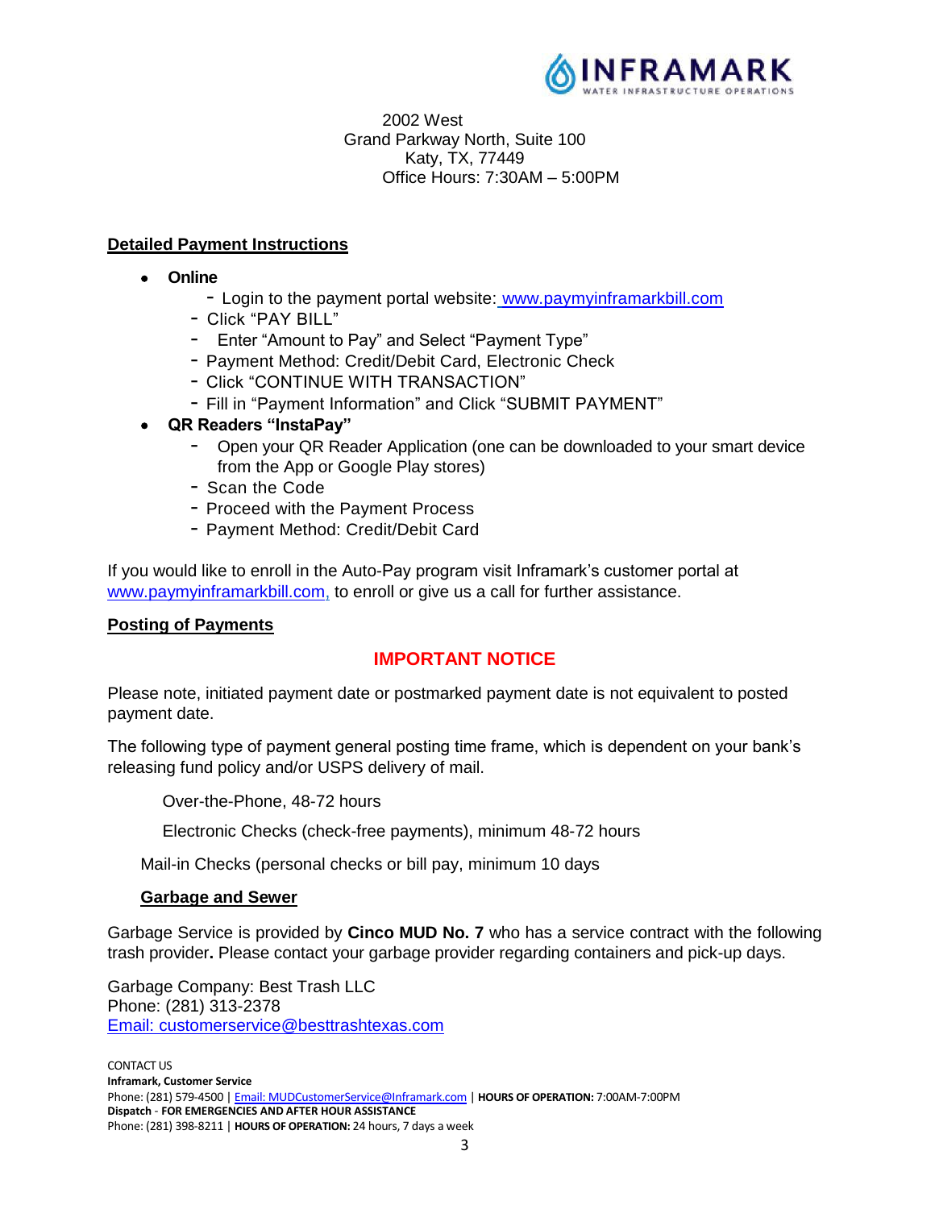2002 West
Grand Parkway North, Suite 100
Katy, TX, 77449
Office Hours: 7:30AM – 5:00PM

**Detailed Payment Instructions**

- **Online**
  - Login to the payment portal website: www.paymyinframarkbill.com
  - Click "PAY BILL"
  - Enter "Amount to Pay" and Select "Payment Type"
  - Payment Method: Credit/Debit Card, Electronic Check
  - Click "CONTINUE WITH TRANSACTION"
  - Fill in "Payment Information" and Click "SUBMIT PAYMENT"
- **QR Readers "InstaPay"**
  - Open your QR Reader Application (one can be downloaded to your smart device from the App or Google Play stores)
  - Scan the Code
  - Proceed with the Payment Process
  - Payment Method: Credit/Debit Card

If you would like to enroll in the Auto-Pay program visit Inframark's customer portal at www.paymyinframarkbill.com, to enroll or give us a call for further assistance.

**Posting of Payments**

**IMPORTANT NOTICE**

Please note, initiated payment date or postmarked payment date is not equivalent to posted payment date.

The following type of payment general posting time frame, which is dependent on your bank's releasing fund policy and/or USPS delivery of mail.

Over-the-Phone, 48-72 hours

Electronic Checks (check-free payments), minimum 48-72 hours

Mail-in Checks (personal checks or bill pay, minimum 10 days

**Garbage and Sewer**

Garbage Service is provided by **Cinco MUD No. 7** who has a service contract with the following trash provider**.** Please contact your garbage provider regarding containers and pick-up days.

Garbage Company: Best Trash LLC
Phone: (281) 313-2378
Email: customerservice@besttrashtexas.com

CONTACT US
**Inframark, Customer Service**
Phone: (281) 579-4500 | Email: MUDCustomerService@Inframark.com | **HOURS OF OPERATION:** 7:00AM-7:00PM
**Dispatch - FOR EMERGENCIES AND AFTER HOUR ASSISTANCE**
Phone: (281) 398-8211 | **HOURS OF OPERATION:** 24 hours, 7 days a week